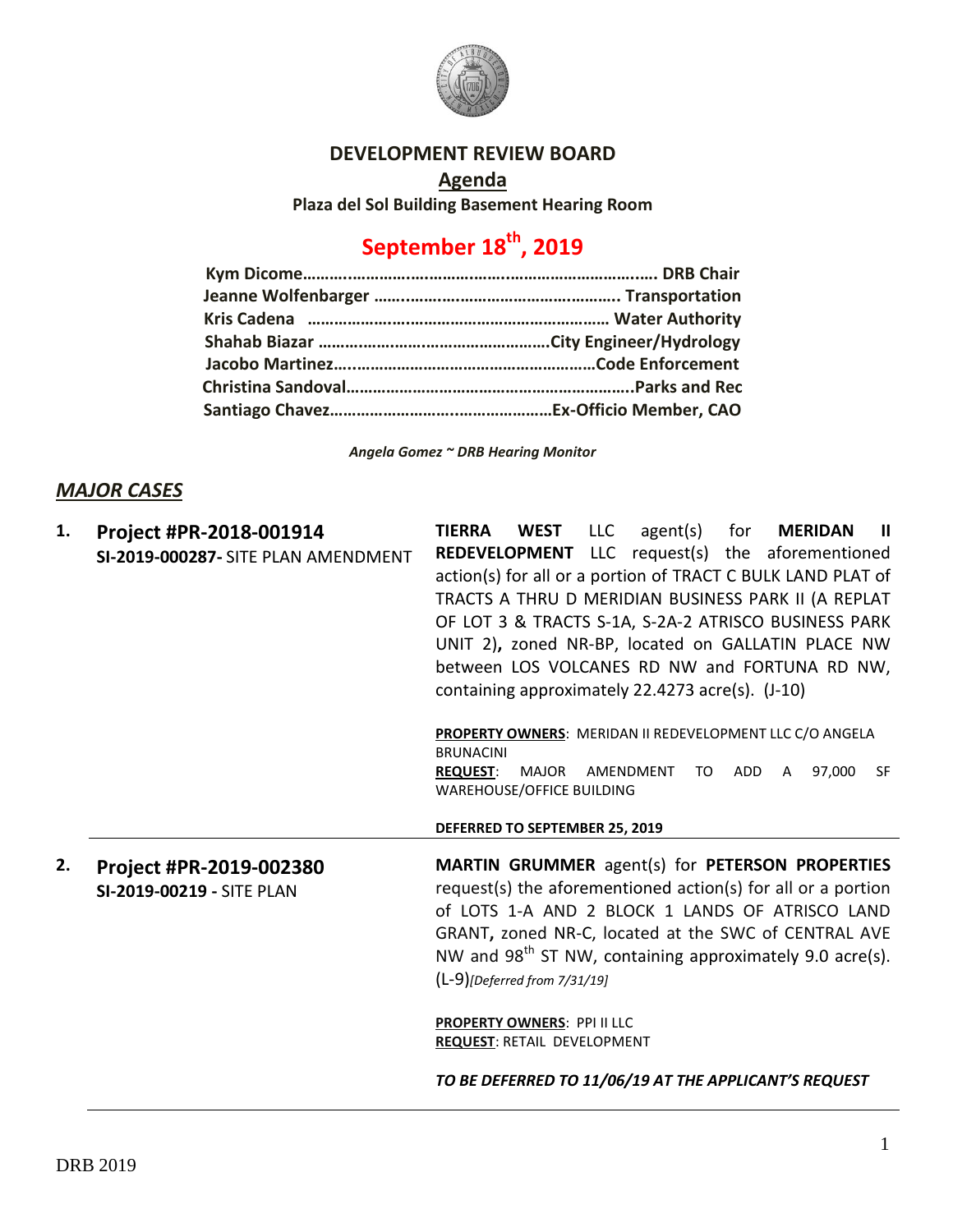# DEVELOPMENT REVIEW BOARD

## Agenda

**Plaza del Sol Building Basement Hearing Room**

## September 18th, 2019

**Kym Dicome……………………………………………………………. DRB Chair**
**Jeanne Wolfenbarger ……………………………………………. Transportation**
**Kris Cadena …………………………………………………… Water Authority**
**Shahab Biazar …………………………………………City Engineer/Hydrology**
**Jacobo Martinez……………………………………………Code Enforcement**
**Christina Sandoval………………………………………………..Parks and Rec**
**Santiago Chavez…………………………………………Ex-Officio Member, CAO**

*Angela Gomez ~ DRB Hearing Monitor*

## *MAJOR CASES*

**1. Project #PR-2018-001914**
**SI-2019-000287-** SITE PLAN AMENDMENT

**TIERRA WEST** LLC agent(s) for **MERIDAN II REDEVELOPMENT** LLC request(s) the aforementioned action(s) for all or a portion of TRACT C BULK LAND PLAT of TRACTS A THRU D MERIDIAN BUSINESS PARK II (A REPLAT OF LOT 3 & TRACTS S-1A, S-2A-2 ATRISCO BUSINESS PARK UNIT 2)**,** zoned NR-BP, located on GALLATIN PLACE NW between LOS VOLCANES RD NW and FORTUNA RD NW, containing approximately 22.4273 acre(s). (J-10)

**PROPERTY OWNERS**: MERIDAN II REDEVELOPMENT LLC C/O ANGELA BRUNACINI
**REQUEST**: MAJOR AMENDMENT TO ADD A 97,000 SF WAREHOUSE/OFFICE BUILDING

**DEFERRED TO SEPTEMBER 25, 2019**

---

**2. Project #PR-2019-002380**
**SI-2019-00219 -** SITE PLAN

**MARTIN GRUMMER** agent(s) for **PETERSON PROPERTIES** request(s) the aforementioned action(s) for all or a portion of LOTS 1-A AND 2 BLOCK 1 LANDS OF ATRISCO LAND GRANT**,** zoned NR-C, located at the SWC of CENTRAL AVE NW and 98th ST NW, containing approximately 9.0 acre(s). (L-9)*[Deferred from 7/31/19]*

**PROPERTY OWNERS**: PPI II LLC
**REQUEST**: RETAIL DEVELOPMENT

***TO BE DEFERRED TO 11/06/19 AT THE APPLICANT'S REQUEST***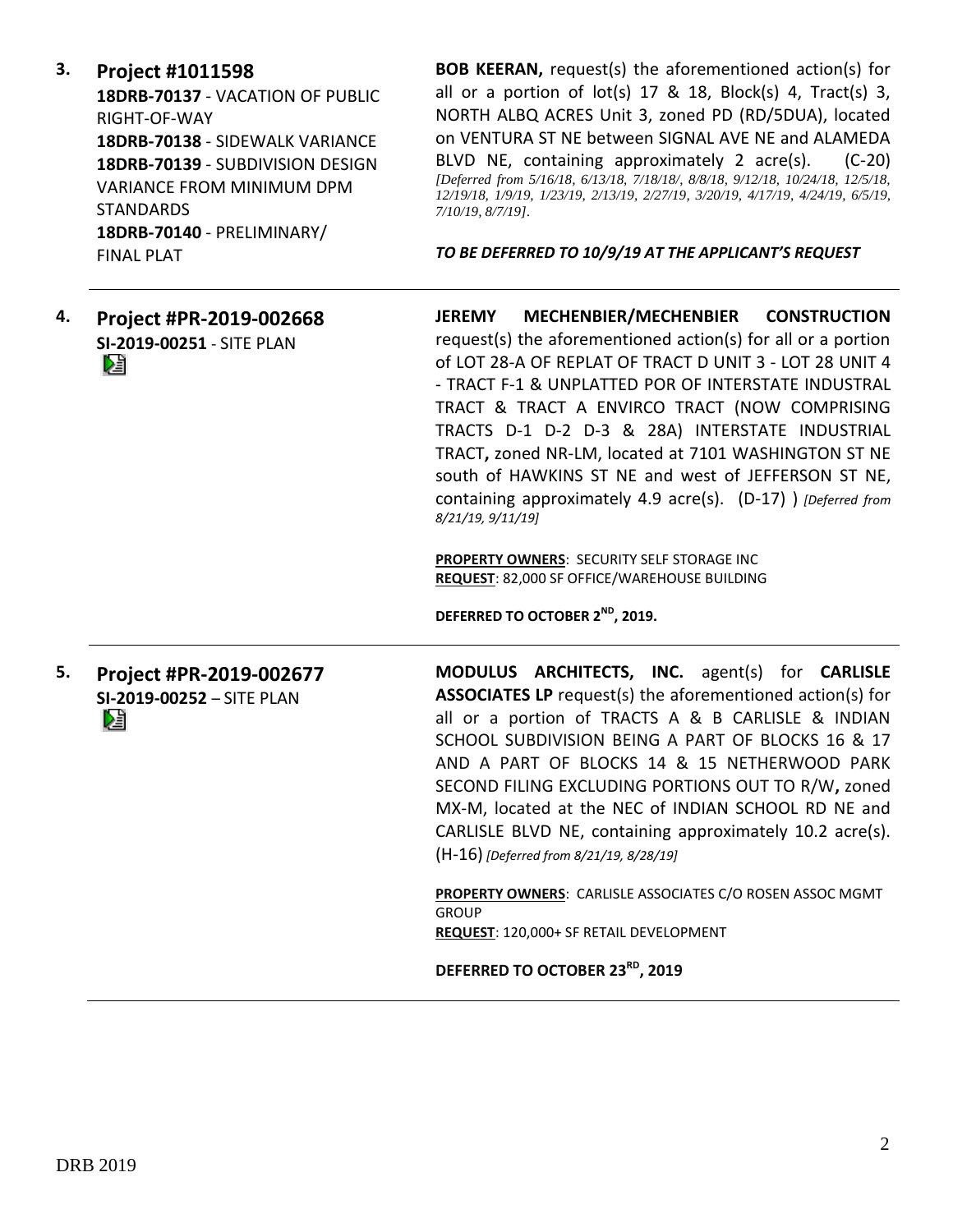3. **Project #1011598**
**18DRB-70137** - VACATION OF PUBLIC RIGHT-OF-WAY
**18DRB-70138** - SIDEWALK VARIANCE
**18DRB-70139** - SUBDIVISION DESIGN VARIANCE FROM MINIMUM DPM STANDARDS
**18DRB-70140** - PRELIMINARY/ FINAL PLAT

**BOB KEERAN,** request(s) the aforementioned action(s) for all or a portion of lot(s) 17 & 18, Block(s) 4, Tract(s) 3, NORTH ALBQ ACRES Unit 3, zoned PD (RD/5DUA), located on VENTURA ST NE between SIGNAL AVE NE and ALAMEDA BLVD NE, containing approximately 2 acre(s). (C-20) *[Deferred from 5/16/18, 6/13/18, 7/18/18/, 8/8/18, 9/12/18, 10/24/18, 12/5/18, 12/19/18, 1/9/19, 1/23/19, 2/13/19, 2/27/19, 3/20/19, 4/17/19, 4/24/19, 6/5/19, 7/10/19, 8/7/19].*

***TO BE DEFERRED TO 10/9/19 AT THE APPLICANT'S REQUEST***

---

4. **Project #PR-2019-002668**
**SI-2019-00251** - SITE PLAN

**JEREMY MECHENBIER/MECHENBIER CONSTRUCTION** request(s) the aforementioned action(s) for all or a portion of LOT 28-A OF REPLAT OF TRACT D UNIT 3 - LOT 28 UNIT 4 - TRACT F-1 & UNPLATTED POR OF INTERSTATE INDUSTRAL TRACT & TRACT A ENVIRCO TRACT (NOW COMPRISING TRACTS D-1 D-2 D-3 & 28A) INTERSTATE INDUSTRIAL TRACT**,** zoned NR-LM, located at 7101 WASHINGTON ST NE south of HAWKINS ST NE and west of JEFFERSON ST NE, containing approximately 4.9 acre(s). (D-17) ) *[Deferred from 8/21/19, 9/11/19]*

**PROPERTY OWNERS**: SECURITY SELF STORAGE INC
**REQUEST**: 82,000 SF OFFICE/WAREHOUSE BUILDING

**DEFERRED TO OCTOBER 2ND, 2019.**

---

5. **Project #PR-2019-002677**
**SI-2019-00252** – SITE PLAN

**MODULUS ARCHITECTS, INC.** agent(s) for **CARLISLE ASSOCIATES LP** request(s) the aforementioned action(s) for all or a portion of TRACTS A & B CARLISLE & INDIAN SCHOOL SUBDIVISION BEING A PART OF BLOCKS 16 & 17 AND A PART OF BLOCKS 14 & 15 NETHERWOOD PARK SECOND FILING EXCLUDING PORTIONS OUT TO R/W**,** zoned MX-M, located at the NEC of INDIAN SCHOOL RD NE and CARLISLE BLVD NE, containing approximately 10.2 acre(s). (H-16) *[Deferred from 8/21/19, 8/28/19]*

**PROPERTY OWNERS**: CARLISLE ASSOCIATES C/O ROSEN ASSOC MGMT GROUP
**REQUEST**: 120,000+ SF RETAIL DEVELOPMENT

**DEFERRED TO OCTOBER 23RD, 2019**

---

DRB 2019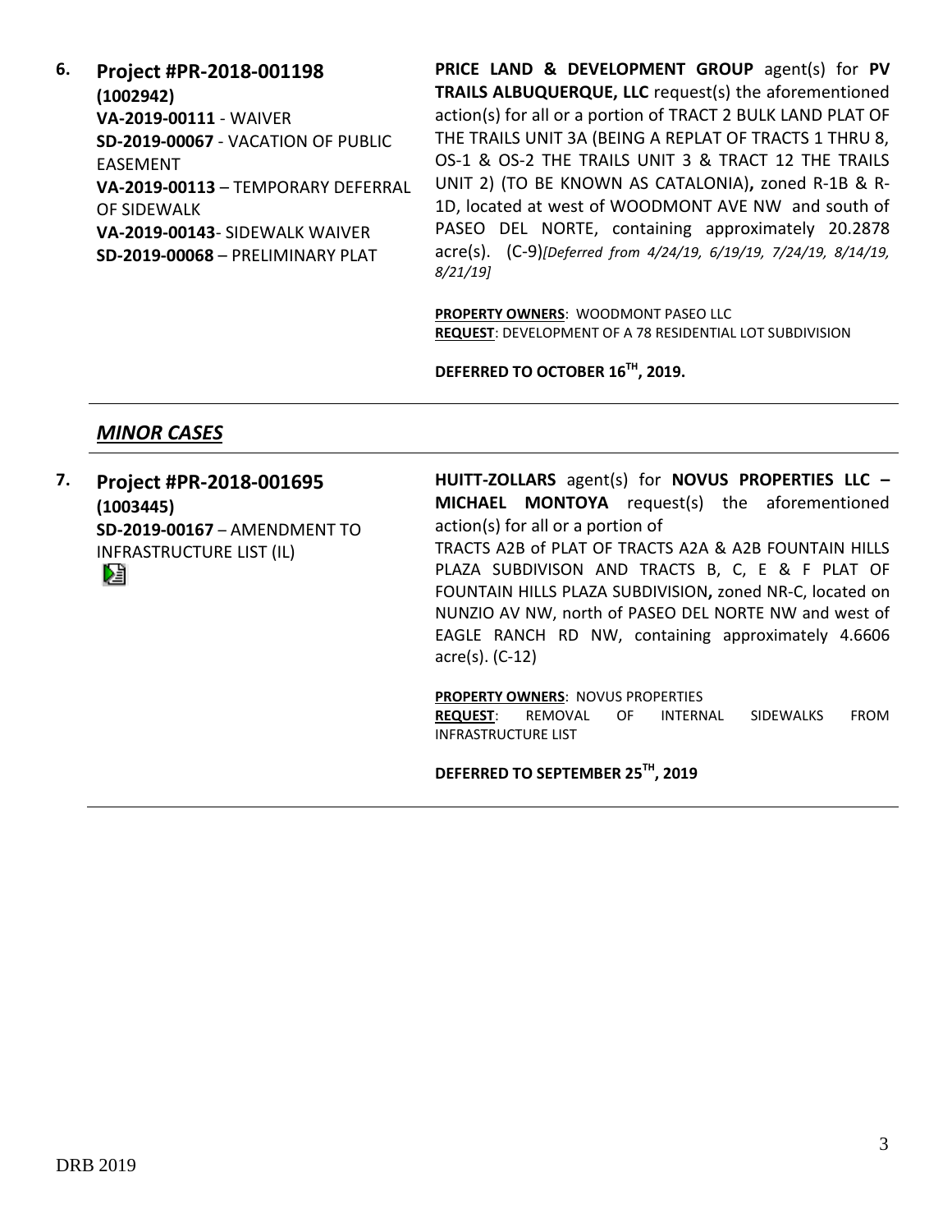6. **Project #PR-2018-001198**
**(1002942)**
**VA-2019-00111** - WAIVER
**SD-2019-00067** - VACATION OF PUBLIC EASEMENT
**VA-2019-00113** – TEMPORARY DEFERRAL OF SIDEWALK
**VA-2019-00143**- SIDEWALK WAIVER
**SD-2019-00068** – PRELIMINARY PLAT

**PRICE LAND & DEVELOPMENT GROUP** agent(s) for **PV TRAILS ALBUQUERQUE, LLC** request(s) the aforementioned action(s) for all or a portion of TRACT 2 BULK LAND PLAT OF THE TRAILS UNIT 3A (BEING A REPLAT OF TRACTS 1 THRU 8, OS-1 & OS-2 THE TRAILS UNIT 3 & TRACT 12 THE TRAILS UNIT 2) (TO BE KNOWN AS CATALONIA)**,** zoned R-1B & R-1D, located at west of WOODMONT AVE NW and south of PASEO DEL NORTE, containing approximately 20.2878 acre(s). (C-9)*[Deferred from 4/24/19, 6/19/19, 7/24/19, 8/14/19, 8/21/19]*

**PROPERTY OWNERS**: WOODMONT PASEO LLC
**REQUEST**: DEVELOPMENT OF A 78 RESIDENTIAL LOT SUBDIVISION

**DEFERRED TO OCTOBER 16TH, 2019.**

---

## ***MINOR CASES***

7. **Project #PR-2018-001695**
**(1003445)**
**SD-2019-00167** – AMENDMENT TO INFRASTRUCTURE LIST (IL)

**HUITT-ZOLLARS** agent(s) for **NOVUS PROPERTIES LLC – MICHAEL MONTOYA** request(s) the aforementioned action(s) for all or a portion of
TRACTS A2B of PLAT OF TRACTS A2A & A2B FOUNTAIN HILLS PLAZA SUBDIVISON AND TRACTS B, C, E & F PLAT OF FOUNTAIN HILLS PLAZA SUBDIVISION**,** zoned NR-C, located on NUNZIO AV NW, north of PASEO DEL NORTE NW and west of EAGLE RANCH RD NW, containing approximately 4.6606 acre(s). (C-12)

**PROPERTY OWNERS**: NOVUS PROPERTIES
**REQUEST**: REMOVAL OF INTERNAL SIDEWALKS FROM INFRASTRUCTURE LIST

**DEFERRED TO SEPTEMBER 25TH, 2019**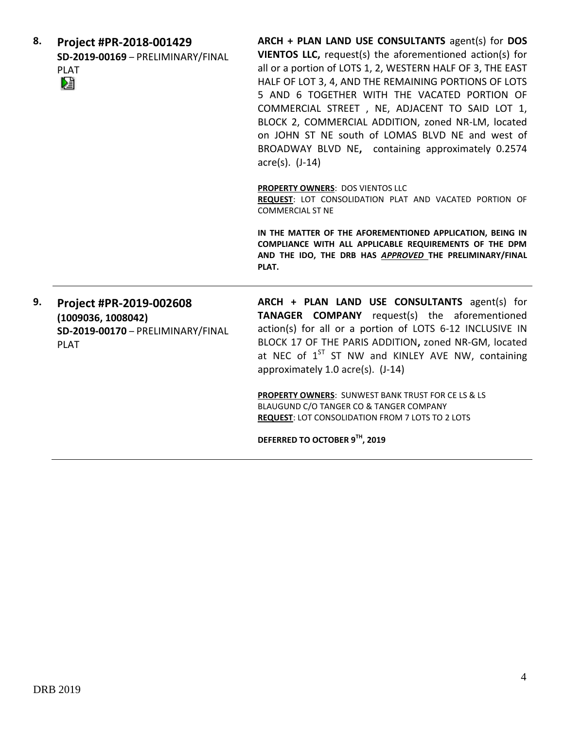**8. Project #PR-2018-001429**
**SD-2019-00169** – PRELIMINARY/FINAL PLAT

**ARCH + PLAN LAND USE CONSULTANTS** agent(s) for **DOS VIENTOS LLC,** request(s) the aforementioned action(s) for all or a portion of LOTS 1, 2, WESTERN HALF OF 3, THE EAST HALF OF LOT 3, 4, AND THE REMAINING PORTIONS OF LOTS 5 AND 6 TOGETHER WITH THE VACATED PORTION OF COMMERCIAL STREET , NE, ADJACENT TO SAID LOT 1, BLOCK 2, COMMERCIAL ADDITION, zoned NR-LM, located on JOHN ST NE south of LOMAS BLVD NE and west of BROADWAY BLVD NE**,** containing approximately 0.2574 acre(s). (J-14)

**PROPERTY OWNERS**: DOS VIENTOS LLC
**REQUEST**: LOT CONSOLIDATION PLAT AND VACATED PORTION OF COMMERCIAL ST NE

**IN THE MATTER OF THE AFOREMENTIONED APPLICATION, BEING IN COMPLIANCE WITH ALL APPLICABLE REQUIREMENTS OF THE DPM AND THE IDO, THE DRB HAS *APPROVED* THE PRELIMINARY/FINAL PLAT.**

---

**9. Project #PR-2019-002608**
**(1009036, 1008042)**
**SD-2019-00170** – PRELIMINARY/FINAL PLAT

**ARCH + PLAN LAND USE CONSULTANTS** agent(s) for **TANAGER COMPANY** request(s) the aforementioned action(s) for all or a portion of LOTS 6-12 INCLUSIVE IN BLOCK 17 OF THE PARIS ADDITION**,** zoned NR-GM, located at NEC of 1ST ST NW and KINLEY AVE NW, containing approximately 1.0 acre(s). (J-14)

**PROPERTY OWNERS**: SUNWEST BANK TRUST FOR CE LS & LS BLAUGUND C/O TANGER CO & TANGER COMPANY
**REQUEST**: LOT CONSOLIDATION FROM 7 LOTS TO 2 LOTS

**DEFERRED TO OCTOBER 9TH, 2019**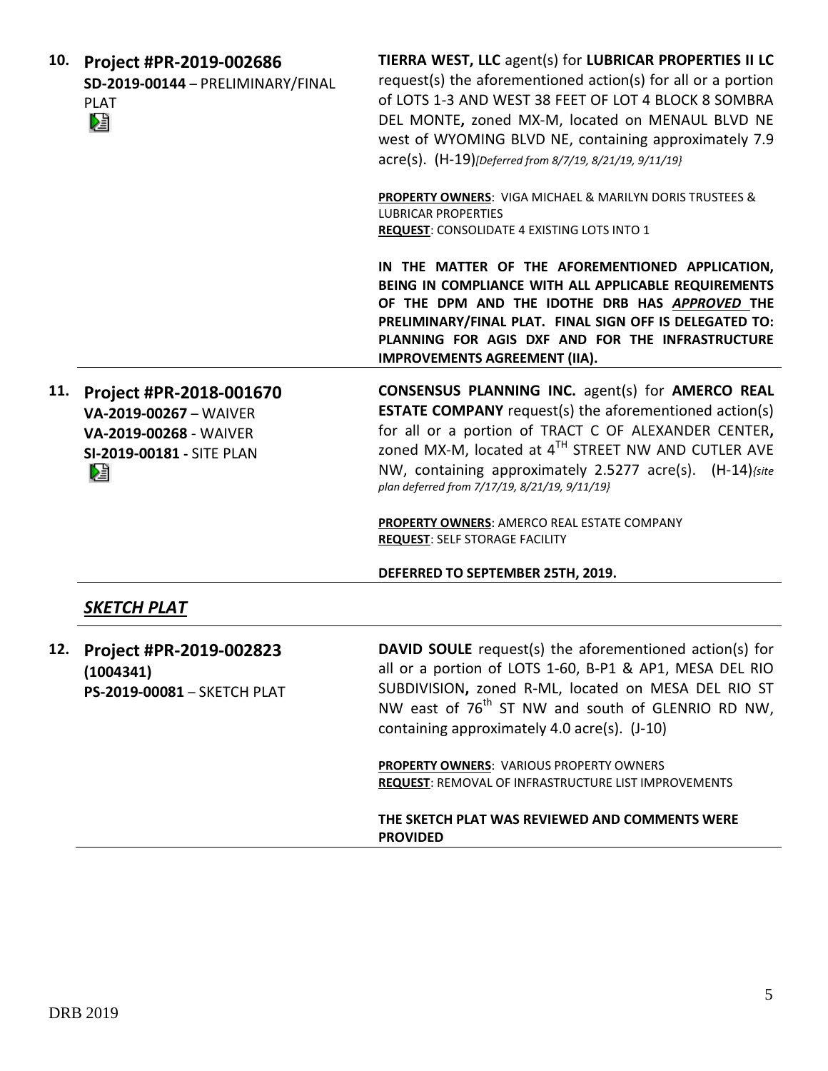**10. Project #PR-2019-002686**
**SD-2019-00144** – PRELIMINARY/FINAL PLAT

**TIERRA WEST, LLC** agent(s) for **LUBRICAR PROPERTIES II LC** request(s) the aforementioned action(s) for all or a portion of LOTS 1-3 AND WEST 38 FEET OF LOT 4 BLOCK 8 SOMBRA DEL MONTE**,** zoned MX-M, located on MENAUL BLVD NE west of WYOMING BLVD NE, containing approximately 7.9 acre(s). (H-19)*[Deferred from 8/7/19, 8/21/19, 9/11/19}*

**PROPERTY OWNERS**: VIGA MICHAEL & MARILYN DORIS TRUSTEES & LUBRICAR PROPERTIES
**REQUEST**: CONSOLIDATE 4 EXISTING LOTS INTO 1

**IN THE MATTER OF THE AFOREMENTIONED APPLICATION, BEING IN COMPLIANCE WITH ALL APPLICABLE REQUIREMENTS OF THE DPM AND THE IDOTHE DRB HAS *APPROVED* THE PRELIMINARY/FINAL PLAT. FINAL SIGN OFF IS DELEGATED TO: PLANNING FOR AGIS DXF AND FOR THE INFRASTRUCTURE IMPROVEMENTS AGREEMENT (IIA).**

---

**11. Project #PR-2018-001670**
**VA-2019-00267** – WAIVER
**VA-2019-00268** - WAIVER
**SI-2019-00181 -** SITE PLAN

**CONSENSUS PLANNING INC.** agent(s) for **AMERCO REAL ESTATE COMPANY** request(s) the aforementioned action(s) for all or a portion of TRACT C OF ALEXANDER CENTER**,** zoned MX-M, located at 4TH STREET NW AND CUTLER AVE NW, containing approximately 2.5277 acre(s). (H-14)*{site plan deferred from 7/17/19, 8/21/19, 9/11/19}*

**PROPERTY OWNERS**: AMERCO REAL ESTATE COMPANY
**REQUEST**: SELF STORAGE FACILITY

**DEFERRED TO SEPTEMBER 25TH, 2019.**

---

## *SKETCH PLAT*

**12. Project #PR-2019-002823**
**(1004341)**
**PS-2019-00081** – SKETCH PLAT

**DAVID SOULE** request(s) the aforementioned action(s) for all or a portion of LOTS 1-60, B-P1 & AP1, MESA DEL RIO SUBDIVISION**,** zoned R-ML, located on MESA DEL RIO ST NW east of 76th ST NW and south of GLENRIO RD NW, containing approximately 4.0 acre(s). (J-10)

**PROPERTY OWNERS**: VARIOUS PROPERTY OWNERS
**REQUEST**: REMOVAL OF INFRASTRUCTURE LIST IMPROVEMENTS

**THE SKETCH PLAT WAS REVIEWED AND COMMENTS WERE PROVIDED**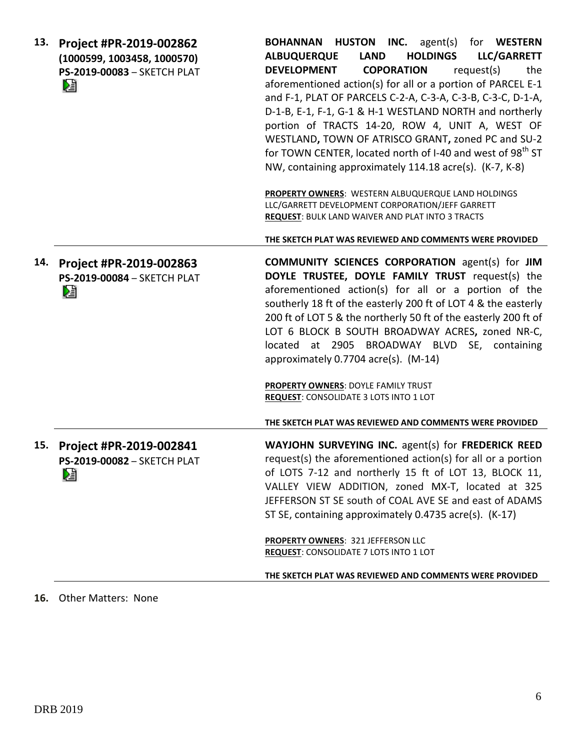**13. Project #PR-2019-002862**
**(1000599, 1003458, 1000570)**
**PS-2019-00083** – SKETCH PLAT

**BOHANNAN HUSTON INC.** agent(s) for **WESTERN ALBUQUERQUE LAND HOLDINGS LLC/GARRETT DEVELOPMENT COPORATION** request(s) the aforementioned action(s) for all or a portion of PARCEL E-1 and F-1, PLAT OF PARCELS C-2-A, C-3-A, C-3-B, C-3-C, D-1-A, D-1-B, E-1, F-1, G-1 & H-1 WESTLAND NORTH and northerly portion of TRACTS 14-20, ROW 4, UNIT A, WEST OF WESTLAND**,** TOWN OF ATRISCO GRANT**,** zoned PC and SU-2 for TOWN CENTER, located north of I-40 and west of 98th ST NW, containing approximately 114.18 acre(s). (K-7, K-8)

**PROPERTY OWNERS**: WESTERN ALBUQUERQUE LAND HOLDINGS LLC/GARRETT DEVELOPMENT CORPORATION/JEFF GARRETT
**REQUEST**: BULK LAND WAIVER AND PLAT INTO 3 TRACTS

**THE SKETCH PLAT WAS REVIEWED AND COMMENTS WERE PROVIDED**

---

**14. Project #PR-2019-002863**
**PS-2019-00084** – SKETCH PLAT

**COMMUNITY SCIENCES CORPORATION** agent(s) for **JIM DOYLE TRUSTEE, DOYLE FAMILY TRUST** request(s) the aforementioned action(s) for all or a portion of the southerly 18 ft of the easterly 200 ft of LOT 4 & the easterly 200 ft of LOT 5 & the northerly 50 ft of the easterly 200 ft of LOT 6 BLOCK B SOUTH BROADWAY ACRES**,** zoned NR-C, located at 2905 BROADWAY BLVD SE, containing approximately 0.7704 acre(s). (M-14)

**PROPERTY OWNERS**: DOYLE FAMILY TRUST
**REQUEST**: CONSOLIDATE 3 LOTS INTO 1 LOT

**THE SKETCH PLAT WAS REVIEWED AND COMMENTS WERE PROVIDED**

---

**15. Project #PR-2019-002841**
**PS-2019-00082** – SKETCH PLAT

**WAYJOHN SURVEYING INC.** agent(s) for **FREDERICK REED** request(s) the aforementioned action(s) for all or a portion of LOTS 7-12 and northerly 15 ft of LOT 13, BLOCK 11, VALLEY VIEW ADDITION, zoned MX-T, located at 325 JEFFERSON ST SE south of COAL AVE SE and east of ADAMS ST SE, containing approximately 0.4735 acre(s). (K-17)

**PROPERTY OWNERS**: 321 JEFFERSON LLC
**REQUEST**: CONSOLIDATE 7 LOTS INTO 1 LOT

**THE SKETCH PLAT WAS REVIEWED AND COMMENTS WERE PROVIDED**

---

**16.** Other Matters: None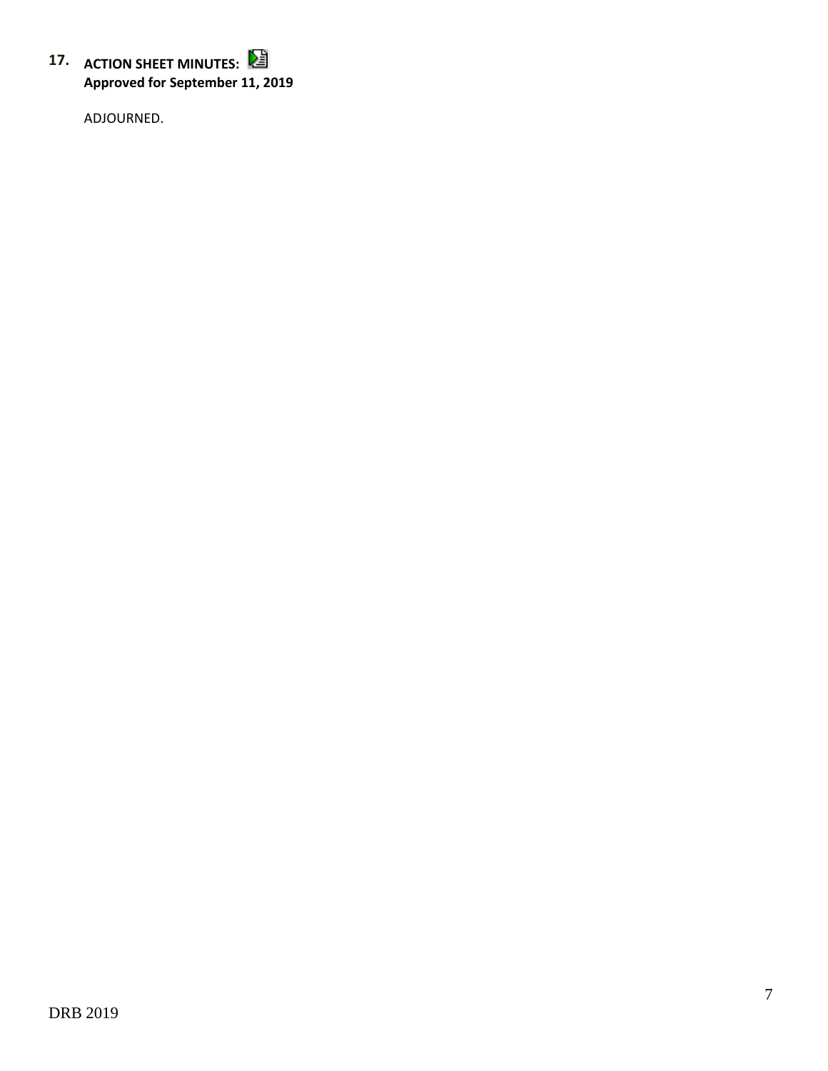**17. ACTION SHEET MINUTES:**
**Approved for September 11, 2019**

ADJOURNED.